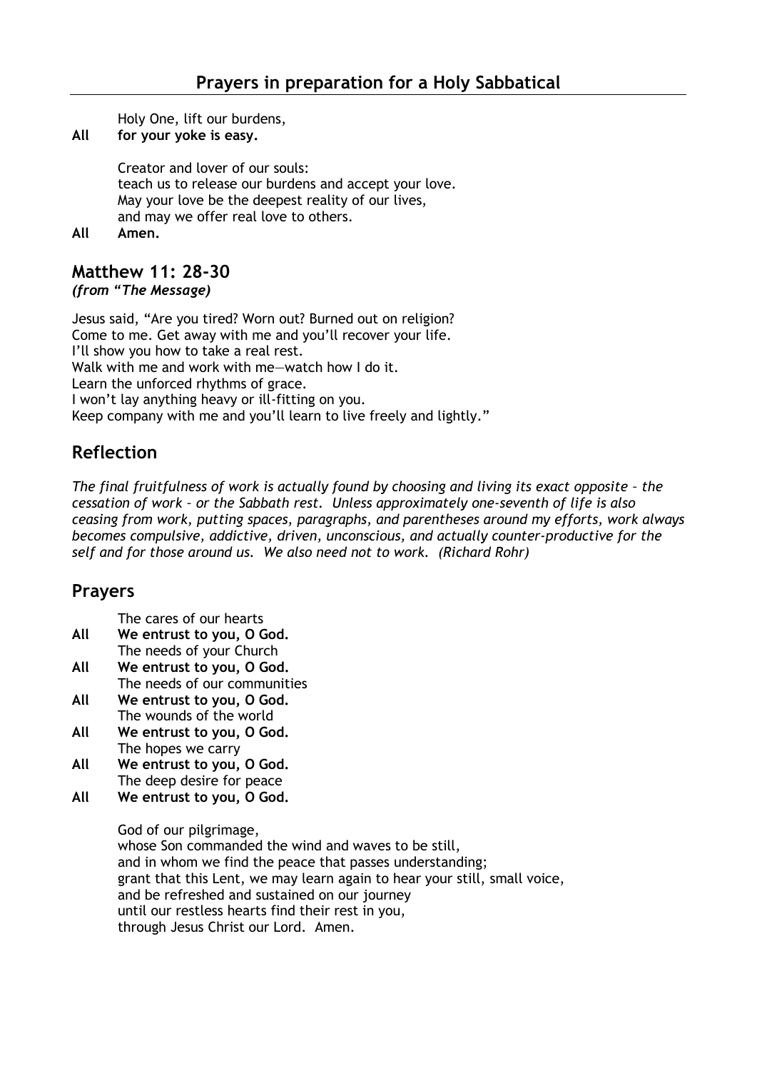# Prayers in preparation for a Holy Sabbatical

Holy One, lift our burdens,
**All for your yoke is easy.**

Creator and lover of our souls:
teach us to release our burdens and accept your love.
May your love be the deepest reality of our lives,
and may we offer real love to others.
**All Amen.**

## Matthew 11: 28-30

*(from "The Message)*

Jesus said, "Are you tired? Worn out? Burned out on religion?
Come to me. Get away with me and you'll recover your life.
I'll show you how to take a real rest.
Walk with me and work with me—watch how I do it.
Learn the unforced rhythms of grace.
I won't lay anything heavy or ill-fitting on you.
Keep company with me and you'll learn to live freely and lightly."

## Reflection

*The final fruitfulness of work is actually found by choosing and living its exact opposite – the cessation of work – or the Sabbath rest. Unless approximately one-seventh of life is also ceasing from work, putting spaces, paragraphs, and parentheses around my efforts, work always becomes compulsive, addictive, driven, unconscious, and actually counter-productive for the self and for those around us. We also need not to work. (Richard Rohr)*

## Prayers

The cares of our hearts
**All We entrust to you, O God.**
The needs of your Church
**All We entrust to you, O God.**
The needs of our communities
**All We entrust to you, O God.**
The wounds of the world
**All We entrust to you, O God.**
The hopes we carry
**All We entrust to you, O God.**
The deep desire for peace
**All We entrust to you, O God.**

God of our pilgrimage,
whose Son commanded the wind and waves to be still,
and in whom we find the peace that passes understanding;
grant that this Lent, we may learn again to hear your still, small voice,
and be refreshed and sustained on our journey
until our restless hearts find their rest in you,
through Jesus Christ our Lord. Amen.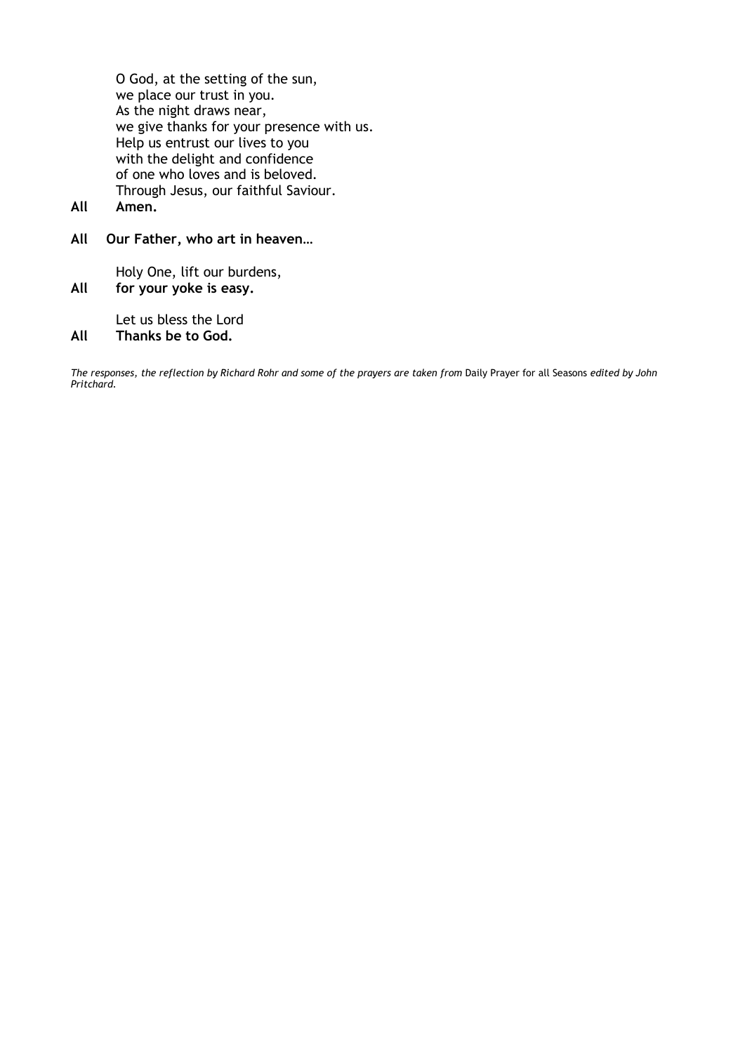O God, at the setting of the sun,
we place our trust in you.
As the night draws near,
we give thanks for your presence with us.
Help us entrust our lives to you
with the delight and confidence
of one who loves and is beloved.
Through Jesus, our faithful Saviour.

**All Amen.**

**All Our Father, who art in heaven…**

Holy One, lift our burdens,

**All for your yoke is easy.**

Let us bless the Lord

**All Thanks be to God.**

*The responses, the reflection by Richard Rohr and some of the prayers are taken from* Daily Prayer for all Seasons *edited by John Pritchard.*